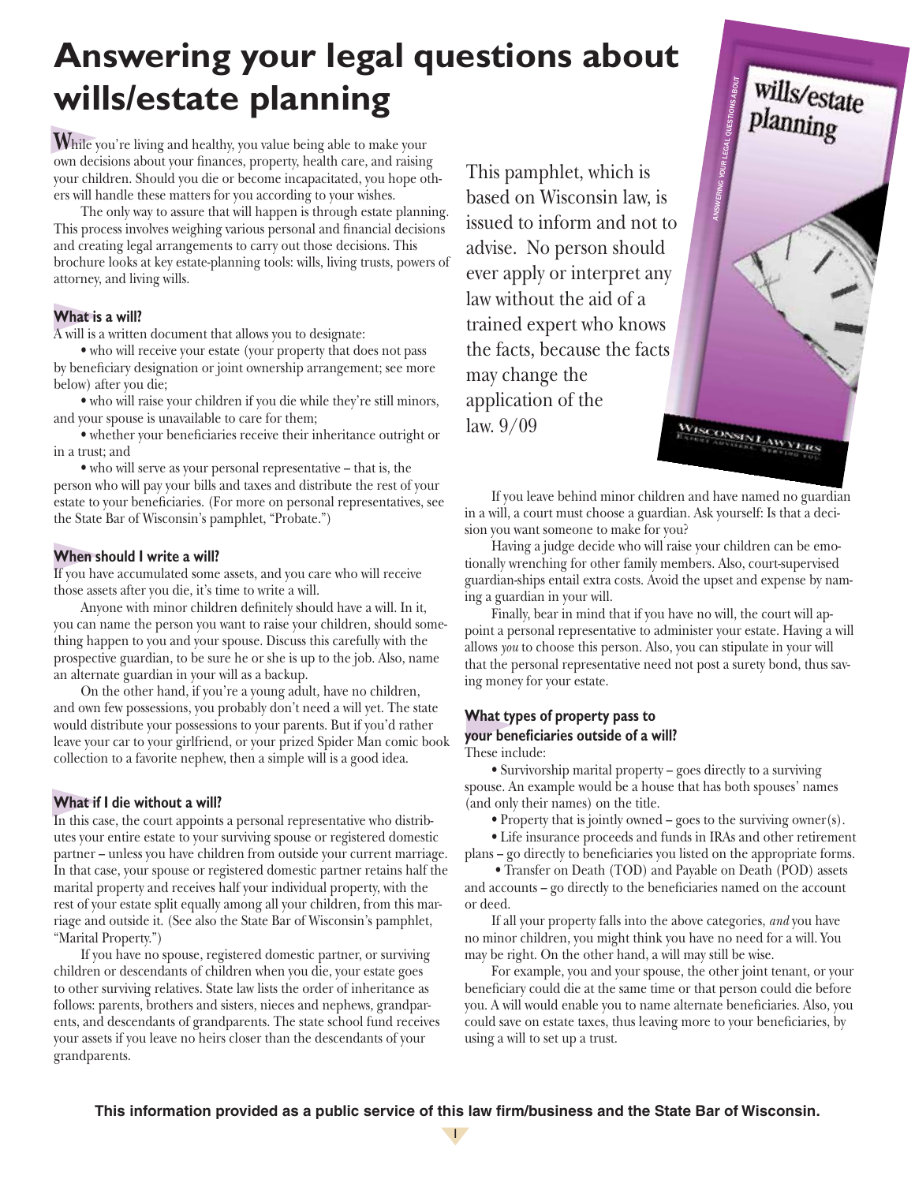# Answering your legal questions about wills/estate planning

While you're living and healthy, you value being able to make your own decisions about your finances, property, health care, and raising your children. Should you die or become incapacitated, you hope others will handle these matters for you according to your wishes.

The only way to assure that will happen is through estate planning. This process involves weighing various personal and financial decisions and creating legal arrangements to carry out those decisions. This brochure looks at key estate-planning tools: wills, living trusts, powers of attorney, and living wills.

### What is a will?

A will is a written document that allows you to designate:

- who will receive your estate (your property that does not pass by beneficiary designation or joint ownership arrangement; see more below) after you die;
- who will raise your children if you die while they're still minors, and your spouse is unavailable to care for them;
- whether your beneficiaries receive their inheritance outright or in a trust; and
- who will serve as your personal representative – that is, the person who will pay your bills and taxes and distribute the rest of your estate to your beneficiaries. (For more on personal representatives, see the State Bar of Wisconsin's pamphlet, "Probate.")

### When should I write a will?

If you have accumulated some assets, and you care who will receive those assets after you die, it's time to write a will.

Anyone with minor children definitely should have a will. In it, you can name the person you want to raise your children, should something happen to you and your spouse. Discuss this carefully with the prospective guardian, to be sure he or she is up to the job. Also, name an alternate guardian in your will as a backup.

On the other hand, if you're a young adult, have no children, and own few possessions, you probably don't need a will yet. The state would distribute your possessions to your parents. But if you'd rather leave your car to your girlfriend, or your prized Spider Man comic book collection to a favorite nephew, then a simple will is a good idea.

### What if I die without a will?

In this case, the court appoints a personal representative who distributes your entire estate to your surviving spouse or registered domestic partner – unless you have children from outside your current marriage. In that case, your spouse or registered domestic partner retains half the marital property and receives half your individual property, with the rest of your estate split equally among all your children, from this marriage and outside it. (See also the State Bar of Wisconsin's pamphlet, "Marital Property.")

If you have no spouse, registered domestic partner, or surviving children or descendants of children when you die, your estate goes to other surviving relatives. State law lists the order of inheritance as follows: parents, brothers and sisters, nieces and nephews, grandparents, and descendants of grandparents. The state school fund receives your assets if you leave no heirs closer than the descendants of your grandparents.

This pamphlet, which is based on Wisconsin law, is issued to inform and not to advise. No person should ever apply or interpret any law without the aid of a trained expert who knows the facts, because the facts may change the application of the law. 9/09

If you leave behind minor children and have named no guardian in a will, a court must choose a guardian. Ask yourself: Is that a decision you want someone to make for you?

Having a judge decide who will raise your children can be emotionally wrenching for other family members. Also, court-supervised guardian-ships entail extra costs. Avoid the upset and expense by naming a guardian in your will.

Finally, bear in mind that if you have no will, the court will appoint a personal representative to administer your estate. Having a will allows *you* to choose this person. Also, you can stipulate in your will that the personal representative need not post a surety bond, thus saving money for your estate.

### What types of property pass to your beneficiaries outside of a will?

These include:

- Survivorship marital property – goes directly to a surviving spouse. An example would be a house that has both spouses' names (and only their names) on the title.
- Property that is jointly owned – goes to the surviving owner(s).
- Life insurance proceeds and funds in IRAs and other retirement plans – go directly to beneficiaries you listed on the appropriate forms.
- Transfer on Death (TOD) and Payable on Death (POD) assets and accounts – go directly to the beneficiaries named on the account or deed.

If all your property falls into the above categories, *and* you have no minor children, you might think you have no need for a will. You may be right. On the other hand, a will may still be wise.

For example, you and your spouse, the other joint tenant, or your beneficiary could die at the same time or that person could die before you. A will would enable you to name alternate beneficiaries. Also, you could save on estate taxes, thus leaving more to your beneficiaries, by using a will to set up a trust.

**This information provided as a public service of this law firm/business and the State Bar of Wisconsin.**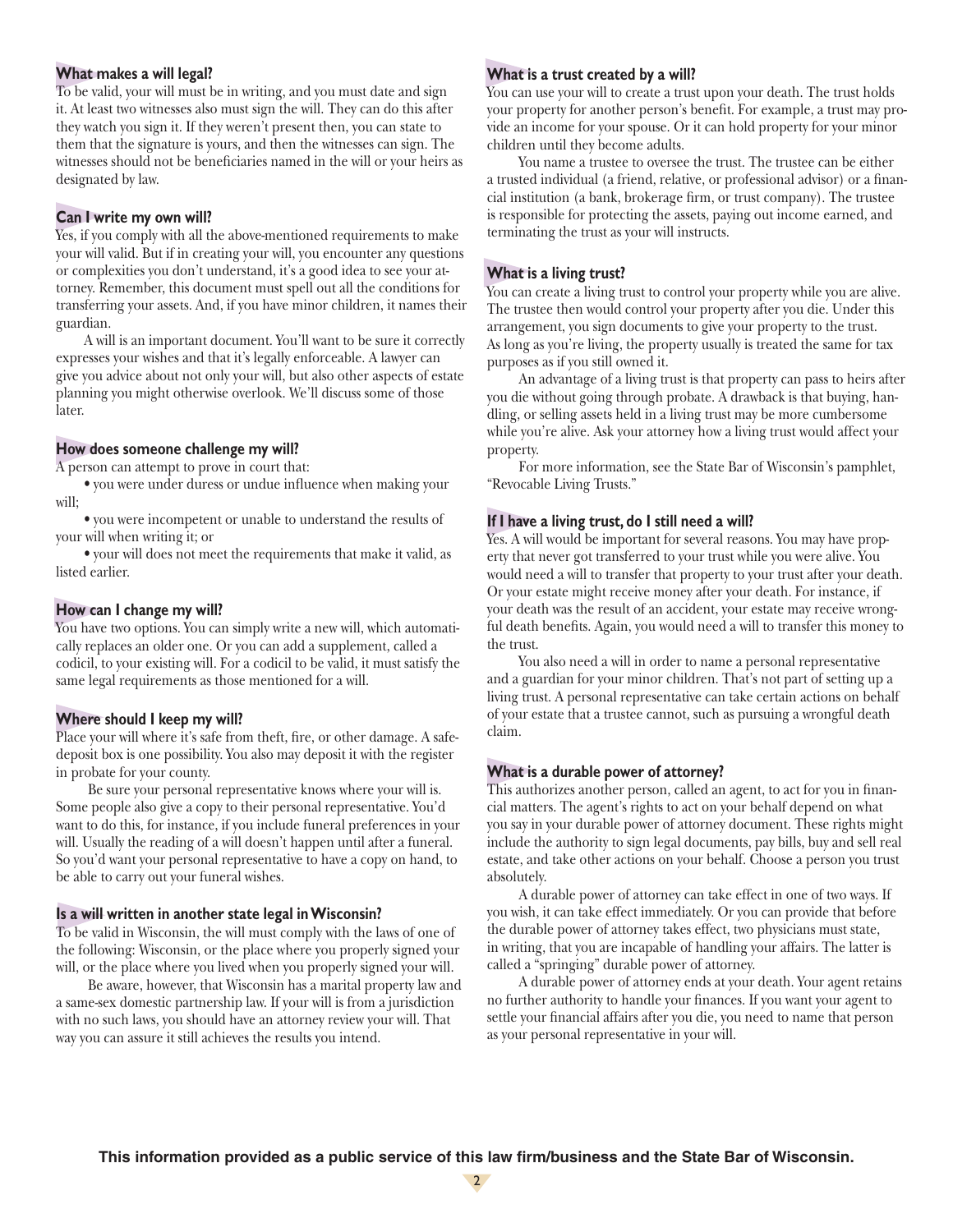## What makes a will legal?

To be valid, your will must be in writing, and you must date and sign it. At least two witnesses also must sign the will. They can do this after they watch you sign it. If they weren't present then, you can state to them that the signature is yours, and then the witnesses can sign. The witnesses should not be beneficiaries named in the will or your heirs as designated by law.

## Can I write my own will?

Yes, if you comply with all the above-mentioned requirements to make your will valid. But if in creating your will, you encounter any questions or complexities you don't understand, it's a good idea to see your attorney. Remember, this document must spell out all the conditions for transferring your assets. And, if you have minor children, it names their guardian.

A will is an important document. You'll want to be sure it correctly expresses your wishes and that it's legally enforceable. A lawyer can give you advice about not only your will, but also other aspects of estate planning you might otherwise overlook. We'll discuss some of those later.

## How does someone challenge my will?

A person can attempt to prove in court that:

- you were under duress or undue influence when making your will;
- you were incompetent or unable to understand the results of your will when writing it; or
- your will does not meet the requirements that make it valid, as listed earlier.

## How can I change my will?

You have two options. You can simply write a new will, which automatically replaces an older one. Or you can add a supplement, called a codicil, to your existing will. For a codicil to be valid, it must satisfy the same legal requirements as those mentioned for a will.

## Where should I keep my will?

Place your will where it's safe from theft, fire, or other damage. A safe-deposit box is one possibility. You also may deposit it with the register in probate for your county.

Be sure your personal representative knows where your will is. Some people also give a copy to their personal representative. You'd want to do this, for instance, if you include funeral preferences in your will. Usually the reading of a will doesn't happen until after a funeral. So you'd want your personal representative to have a copy on hand, to be able to carry out your funeral wishes.

## Is a will written in another state legal in Wisconsin?

To be valid in Wisconsin, the will must comply with the laws of one of the following: Wisconsin, or the place where you properly signed your will, or the place where you lived when you properly signed your will.

Be aware, however, that Wisconsin has a marital property law and a same-sex domestic partnership law. If your will is from a jurisdiction with no such laws, you should have an attorney review your will. That way you can assure it still achieves the results you intend.

## What is a trust created by a will?

You can use your will to create a trust upon your death. The trust holds your property for another person's benefit. For example, a trust may provide an income for your spouse. Or it can hold property for your minor children until they become adults.

You name a trustee to oversee the trust. The trustee can be either a trusted individual (a friend, relative, or professional advisor) or a financial institution (a bank, brokerage firm, or trust company). The trustee is responsible for protecting the assets, paying out income earned, and terminating the trust as your will instructs.

## What is a living trust?

You can create a living trust to control your property while you are alive. The trustee then would control your property after you die. Under this arrangement, you sign documents to give your property to the trust. As long as you're living, the property usually is treated the same for tax purposes as if you still owned it.

An advantage of a living trust is that property can pass to heirs after you die without going through probate. A drawback is that buying, handling, or selling assets held in a living trust may be more cumbersome while you're alive. Ask your attorney how a living trust would affect your property.

For more information, see the State Bar of Wisconsin's pamphlet, "Revocable Living Trusts."

## If I have a living trust, do I still need a will?

Yes. A will would be important for several reasons. You may have property that never got transferred to your trust while you were alive. You would need a will to transfer that property to your trust after your death. Or your estate might receive money after your death. For instance, if your death was the result of an accident, your estate may receive wrongful death benefits. Again, you would need a will to transfer this money to the trust.

You also need a will in order to name a personal representative and a guardian for your minor children. That's not part of setting up a living trust. A personal representative can take certain actions on behalf of your estate that a trustee cannot, such as pursuing a wrongful death claim.

## What is a durable power of attorney?

This authorizes another person, called an agent, to act for you in financial matters. The agent's rights to act on your behalf depend on what you say in your durable power of attorney document. These rights might include the authority to sign legal documents, pay bills, buy and sell real estate, and take other actions on your behalf. Choose a person you trust absolutely.

A durable power of attorney can take effect in one of two ways. If you wish, it can take effect immediately. Or you can provide that before the durable power of attorney takes effect, two physicians must state, in writing, that you are incapable of handling your affairs. The latter is called a "springing" durable power of attorney.

A durable power of attorney ends at your death. Your agent retains no further authority to handle your finances. If you want your agent to settle your financial affairs after you die, you need to name that person as your personal representative in your will.

**This information provided as a public service of this law firm/business and the State Bar of Wisconsin.**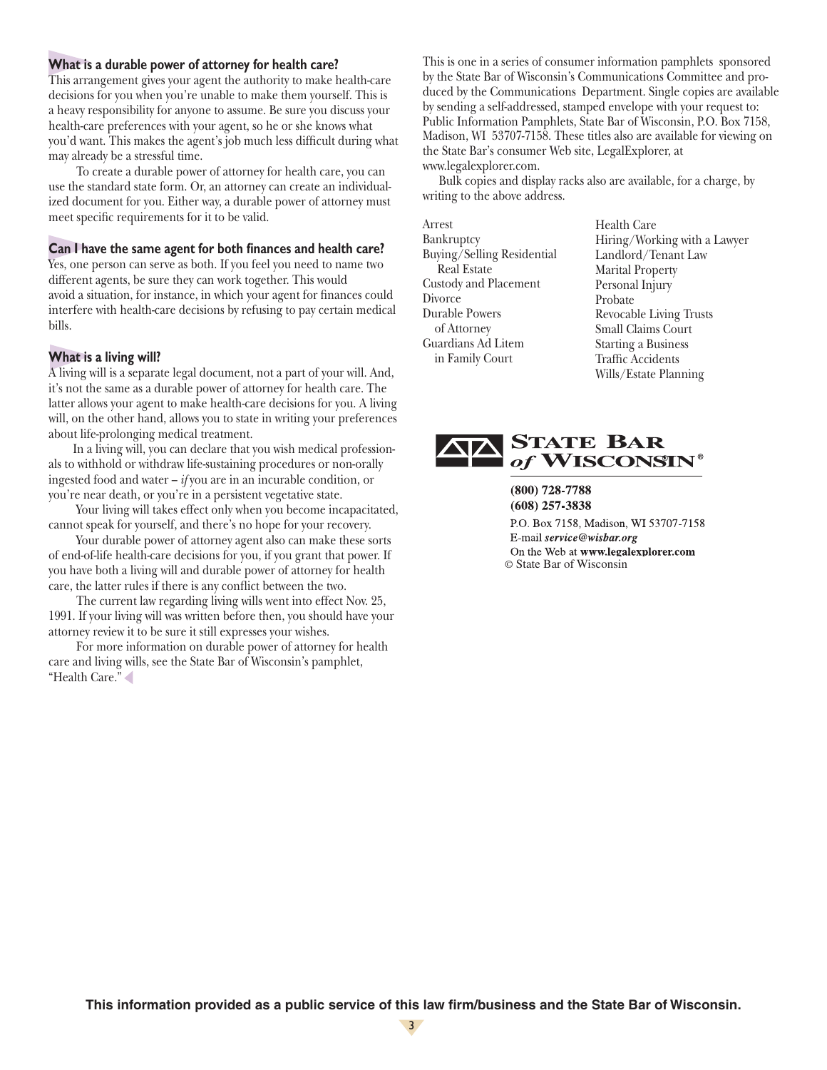### What is a durable power of attorney for health care?

This arrangement gives your agent the authority to make health-care decisions for you when you're unable to make them yourself. This is a heavy responsibility for anyone to assume. Be sure you discuss your health-care preferences with your agent, so he or she knows what you'd want. This makes the agent's job much less difficult during what may already be a stressful time.

To create a durable power of attorney for health care, you can use the standard state form. Or, an attorney can create an individualized document for you. Either way, a durable power of attorney must meet specific requirements for it to be valid.

### Can I have the same agent for both finances and health care?

Yes, one person can serve as both. If you feel you need to name two different agents, be sure they can work together. This would avoid a situation, for instance, in which your agent for finances could interfere with health-care decisions by refusing to pay certain medical bills.

### What is a living will?

A living will is a separate legal document, not a part of your will. And, it's not the same as a durable power of attorney for health care. The latter allows your agent to make health-care decisions for you. A living will, on the other hand, allows you to state in writing your preferences about life-prolonging medical treatment.

In a living will, you can declare that you wish medical professionals to withhold or withdraw life-sustaining procedures or non-orally ingested food and water – *if* you are in an incurable condition, or you're near death, or you're in a persistent vegetative state.

Your living will takes effect only when you become incapacitated, cannot speak for yourself, and there's no hope for your recovery.

Your durable power of attorney agent also can make these sorts of end-of-life health-care decisions for you, if you grant that power. If you have both a living will and durable power of attorney for health care, the latter rules if there is any conflict between the two.

The current law regarding living wills went into effect Nov. 25, 1991. If your living will was written before then, you should have your attorney review it to be sure it still expresses your wishes.

For more information on durable power of attorney for health care and living wills, see the State Bar of Wisconsin's pamphlet, "Health Care."

This is one in a series of consumer information pamphlets sponsored by the State Bar of Wisconsin's Communications Committee and produced by the Communications Department. Single copies are available by sending a self-addressed, stamped envelope with your request to: Public Information Pamphlets, State Bar of Wisconsin, P.O. Box 7158, Madison, WI 53707-7158. These titles also are available for viewing on the State Bar's consumer Web site, LegalExplorer, at www.legalexplorer.com.

Bulk copies and display racks also are available, for a charge, by writing to the above address.

- Arrest
- Bankruptcy
- Buying/Selling Residential Real Estate
- Custody and Placement
- Divorce
- Durable Powers of Attorney
- Guardians Ad Litem in Family Court
- Health Care
- Hiring/Working with a Lawyer
- Landlord/Tenant Law
- Marital Property
- Personal Injury
- Probate
- Revocable Living Trusts
- Small Claims Court
- Starting a Business
- Traffic Accidents
- Wills/Estate Planning

**STATE BAR *of* WISCONSIN®**

**(800) 728-7788**
**(608) 257-3838**
P.O. Box 7158, Madison, WI 53707-7158
E-mail ***service@wisbar.org***
On the Web at **www.legalexplorer.com**
© State Bar of Wisconsin

**This information provided as a public service of this law firm/business and the State Bar of Wisconsin.**